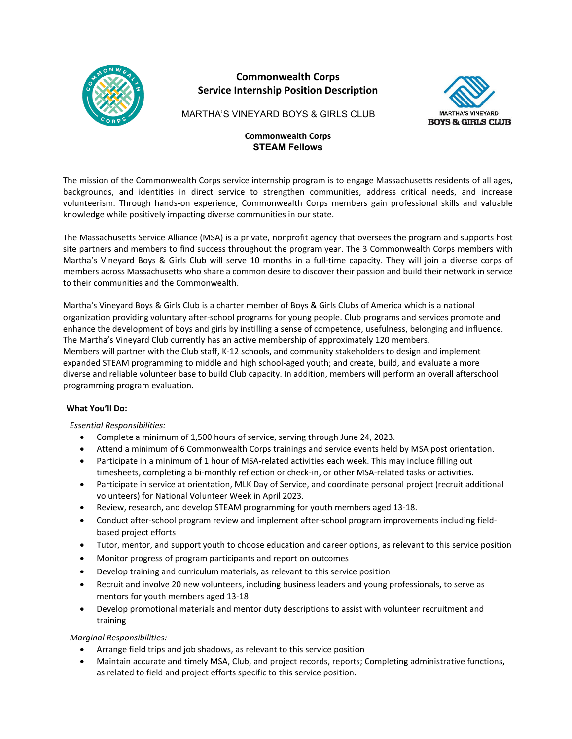# Commonwealth Corps
## Service Internship Position Description

MARTHA'S VINEYARD BOYS & GIRLS CLUB

MARTHA'S VINEYARD
BOYS & GIRLS CLUB

**Commonwealth Corps**
**STEAM Fellows**

The mission of the Commonwealth Corps service internship program is to engage Massachusetts residents of all ages, backgrounds, and identities in direct service to strengthen communities, address critical needs, and increase volunteerism. Through hands-on experience, Commonwealth Corps members gain professional skills and valuable knowledge while positively impacting diverse communities in our state.

The Massachusetts Service Alliance (MSA) is a private, nonprofit agency that oversees the program and supports host site partners and members to find success throughout the program year. The 3 Commonwealth Corps members with Martha's Vineyard Boys & Girls Club will serve 10 months in a full-time capacity. They will join a diverse corps of members across Massachusetts who share a common desire to discover their passion and build their network in service to their communities and the Commonwealth.

Martha's Vineyard Boys & Girls Club is a charter member of Boys & Girls Clubs of America which is a national organization providing voluntary after-school programs for young people. Club programs and services promote and enhance the development of boys and girls by instilling a sense of competence, usefulness, belonging and influence. The Martha's Vineyard Club currently has an active membership of approximately 120 members.
Members will partner with the Club staff, K-12 schools, and community stakeholders to design and implement expanded STEAM programming to middle and high school-aged youth; and create, build, and evaluate a more diverse and reliable volunteer base to build Club capacity. In addition, members will perform an overall afterschool programming program evaluation.

**What You'll Do:**

*Essential Responsibilities:*

- Complete a minimum of 1,500 hours of service, serving through June 24, 2023.
- Attend a minimum of 6 Commonwealth Corps trainings and service events held by MSA post orientation.
- Participate in a minimum of 1 hour of MSA-related activities each week. This may include filling out timesheets, completing a bi-monthly reflection or check-in, or other MSA-related tasks or activities.
- Participate in service at orientation, MLK Day of Service, and coordinate personal project (recruit additional volunteers) for National Volunteer Week in April 2023.
- Review, research, and develop STEAM programming for youth members aged 13-18.
- Conduct after-school program review and implement after-school program improvements including field-based project efforts
- Tutor, mentor, and support youth to choose education and career options, as relevant to this service position
- Monitor progress of program participants and report on outcomes
- Develop training and curriculum materials, as relevant to this service position
- Recruit and involve 20 new volunteers, including business leaders and young professionals, to serve as mentors for youth members aged 13-18
- Develop promotional materials and mentor duty descriptions to assist with volunteer recruitment and training

*Marginal Responsibilities:*

- Arrange field trips and job shadows, as relevant to this service position
- Maintain accurate and timely MSA, Club, and project records, reports; Completing administrative functions, as related to field and project efforts specific to this service position.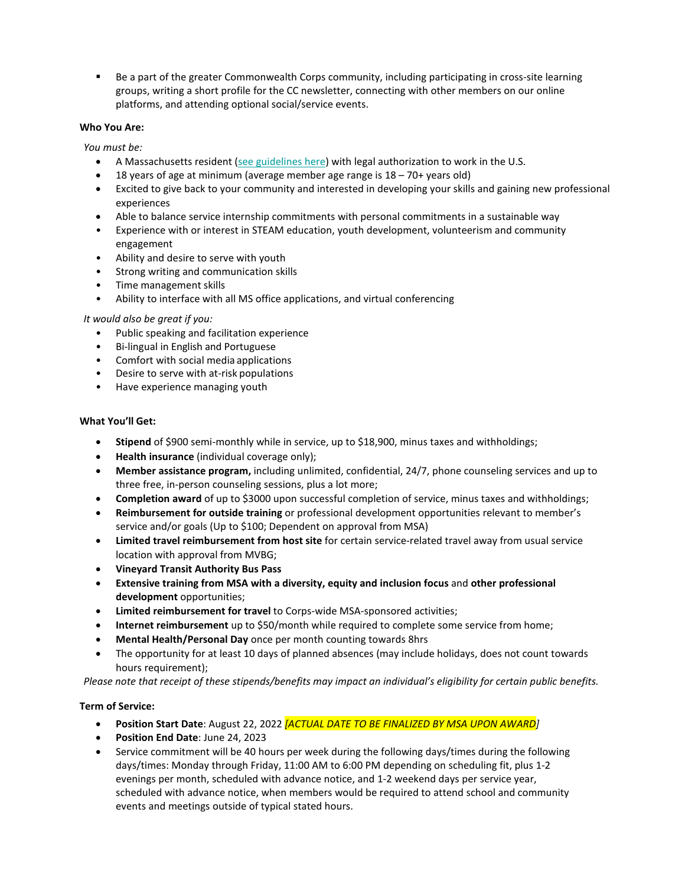- Be a part of the greater Commonwealth Corps community, including participating in cross-site learning groups, writing a short profile for the CC newsletter, connecting with other members on our online platforms, and attending optional social/service events.

**Who You Are:**

*You must be:*

- A Massachusetts resident (see guidelines here) with legal authorization to work in the U.S.
- 18 years of age at minimum (average member age range is 18 – 70+ years old)
- Excited to give back to your community and interested in developing your skills and gaining new professional experiences
- Able to balance service internship commitments with personal commitments in a sustainable way
- Experience with or interest in STEAM education, youth development, volunteerism and community engagement
- Ability and desire to serve with youth
- Strong writing and communication skills
- Time management skills
- Ability to interface with all MS office applications, and virtual conferencing

*It would also be great if you:*

- Public speaking and facilitation experience
- Bi-lingual in English and Portuguese
- Comfort with social media applications
- Desire to serve with at-risk populations
- Have experience managing youth

**What You'll Get:**

- **Stipend** of $900 semi-monthly while in service, up to $18,900, minus taxes and withholdings;
- **Health insurance** (individual coverage only);
- **Member assistance program,** including unlimited, confidential, 24/7, phone counseling services and up to three free, in-person counseling sessions, plus a lot more;
- **Completion award** of up to $3000 upon successful completion of service, minus taxes and withholdings;
- **Reimbursement for outside training** or professional development opportunities relevant to member's service and/or goals (Up to $100; Dependent on approval from MSA)
- **Limited travel reimbursement from host site** for certain service-related travel away from usual service location with approval from MVBG;
- **Vineyard Transit Authority Bus Pass**
- **Extensive training from MSA with a diversity, equity and inclusion focus** and **other professional development** opportunities;
- **Limited reimbursement for travel** to Corps-wide MSA-sponsored activities;
- **Internet reimbursement** up to $50/month while required to complete some service from home;
- **Mental Health/Personal Day** once per month counting towards 8hrs
- The opportunity for at least 10 days of planned absences (may include holidays, does not count towards hours requirement);

*Please note that receipt of these stipends/benefits may impact an individual's eligibility for certain public benefits.*

**Term of Service:**

- **Position Start Date**: August 22, 2022 *[ACTUAL DATE TO BE FINALIZED BY MSA UPON AWARD]*
- **Position End Date**: June 24, 2023
- Service commitment will be 40 hours per week during the following days/times during the following days/times: Monday through Friday, 11:00 AM to 6:00 PM depending on scheduling fit, plus 1-2 evenings per month, scheduled with advance notice, and 1-2 weekend days per service year, scheduled with advance notice, when members would be required to attend school and community events and meetings outside of typical stated hours.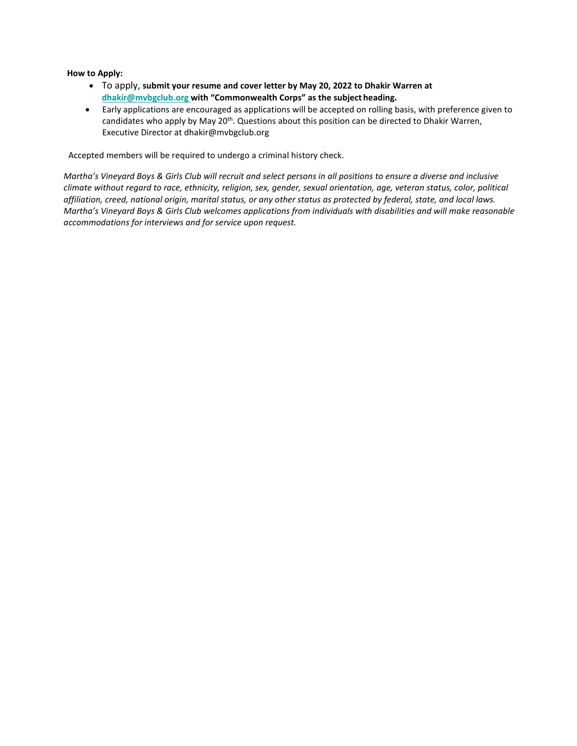**How to Apply:**

- To apply, **submit your resume and cover letter by May 20, 2022 to Dhakir Warren at dhakir@mvbgclub.org with "Commonwealth Corps" as the subject heading.**
- Early applications are encouraged as applications will be accepted on rolling basis, with preference given to candidates who apply by May 20th. Questions about this position can be directed to Dhakir Warren, Executive Director at dhakir@mvbgclub.org

Accepted members will be required to undergo a criminal history check.

*Martha's Vineyard Boys & Girls Club will recruit and select persons in all positions to ensure a diverse and inclusive climate without regard to race, ethnicity, religion, sex, gender, sexual orientation, age, veteran status, color, political affiliation, creed, national origin, marital status, or any other status as protected by federal, state, and local laws. Martha's Vineyard Boys & Girls Club welcomes applications from individuals with disabilities and will make reasonable accommodations for interviews and for service upon request.*